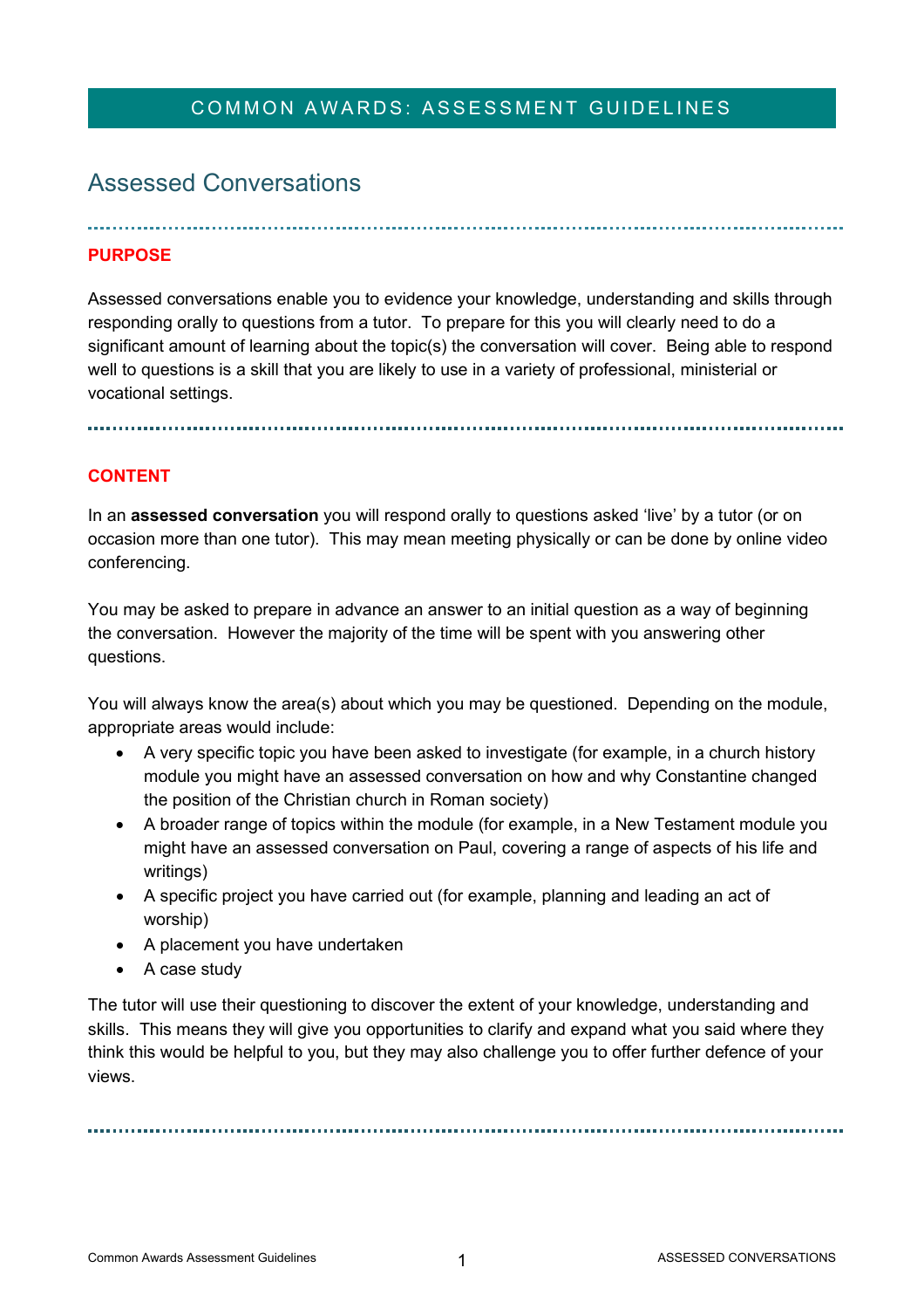# COMMON AWARDS: ASSESSMENT GUIDELINES

## Assessed Conversations

### PURPOSE

Assessed conversations enable you to evidence your knowledge, understanding and skills through responding orally to questions from a tutor. To prepare for this you will clearly need to do a significant amount of learning about the topic(s) the conversation will cover. Being able to respond well to questions is a skill that you are likely to use in a variety of professional, ministerial or vocational settings.

### CONTENT

In an **assessed conversation** you will respond orally to questions asked 'live' by a tutor (or on occasion more than one tutor). This may mean meeting physically or can be done by online video conferencing.

You may be asked to prepare in advance an answer to an initial question as a way of beginning the conversation. However the majority of the time will be spent with you answering other questions.

You will always know the area(s) about which you may be questioned. Depending on the module, appropriate areas would include:

- A very specific topic you have been asked to investigate (for example, in a church history module you might have an assessed conversation on how and why Constantine changed the position of the Christian church in Roman society)
- A broader range of topics within the module (for example, in a New Testament module you might have an assessed conversation on Paul, covering a range of aspects of his life and writings)
- A specific project you have carried out (for example, planning and leading an act of worship)
- A placement you have undertaken
- A case study

The tutor will use their questioning to discover the extent of your knowledge, understanding and skills. This means they will give you opportunities to clarify and expand what you said where they think this would be helpful to you, but they may also challenge you to offer further defence of your views.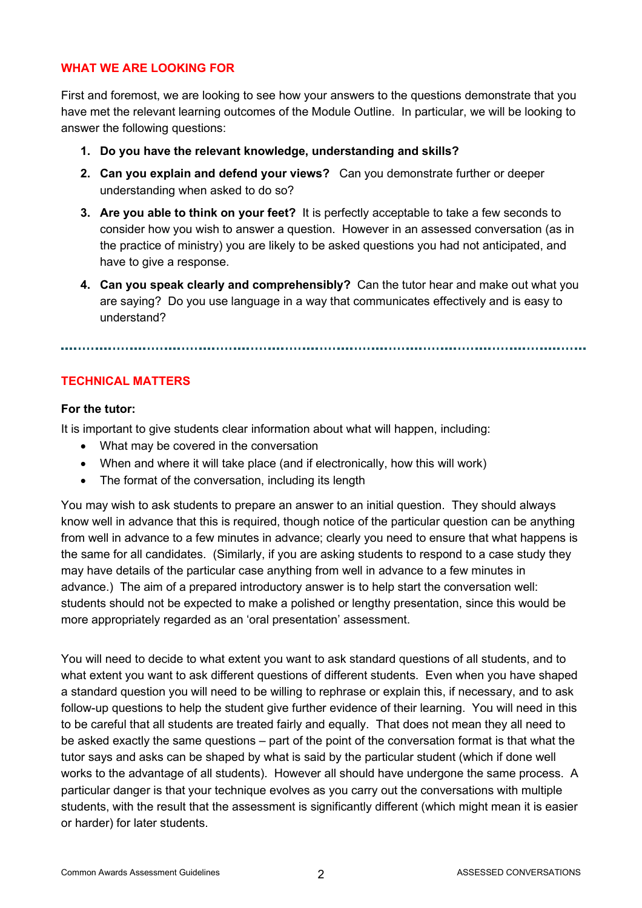## WHAT WE ARE LOOKING FOR

First and foremost, we are looking to see how your answers to the questions demonstrate that you have met the relevant learning outcomes of the Module Outline. In particular, we will be looking to answer the following questions:

1. **Do you have the relevant knowledge, understanding and skills?**
2. **Can you explain and defend your views?** Can you demonstrate further or deeper understanding when asked to do so?
3. **Are you able to think on your feet?** It is perfectly acceptable to take a few seconds to consider how you wish to answer a question. However in an assessed conversation (as in the practice of ministry) you are likely to be asked questions you had not anticipated, and have to give a response.
4. **Can you speak clearly and comprehensibly?** Can the tutor hear and make out what you are saying? Do you use language in a way that communicates effectively and is easy to understand?

---

## TECHNICAL MATTERS

**For the tutor:**

It is important to give students clear information about what will happen, including:

- What may be covered in the conversation
- When and where it will take place (and if electronically, how this will work)
- The format of the conversation, including its length

You may wish to ask students to prepare an answer to an initial question. They should always know well in advance that this is required, though notice of the particular question can be anything from well in advance to a few minutes in advance; clearly you need to ensure that what happens is the same for all candidates. (Similarly, if you are asking students to respond to a case study they may have details of the particular case anything from well in advance to a few minutes in advance.) The aim of a prepared introductory answer is to help start the conversation well: students should not be expected to make a polished or lengthy presentation, since this would be more appropriately regarded as an 'oral presentation' assessment.

You will need to decide to what extent you want to ask standard questions of all students, and to what extent you want to ask different questions of different students. Even when you have shaped a standard question you will need to be willing to rephrase or explain this, if necessary, and to ask follow-up questions to help the student give further evidence of their learning. You will need in this to be careful that all students are treated fairly and equally. That does not mean they all need to be asked exactly the same questions – part of the point of the conversation format is that what the tutor says and asks can be shaped by what is said by the particular student (which if done well works to the advantage of all students). However all should have undergone the same process. A particular danger is that your technique evolves as you carry out the conversations with multiple students, with the result that the assessment is significantly different (which might mean it is easier or harder) for later students.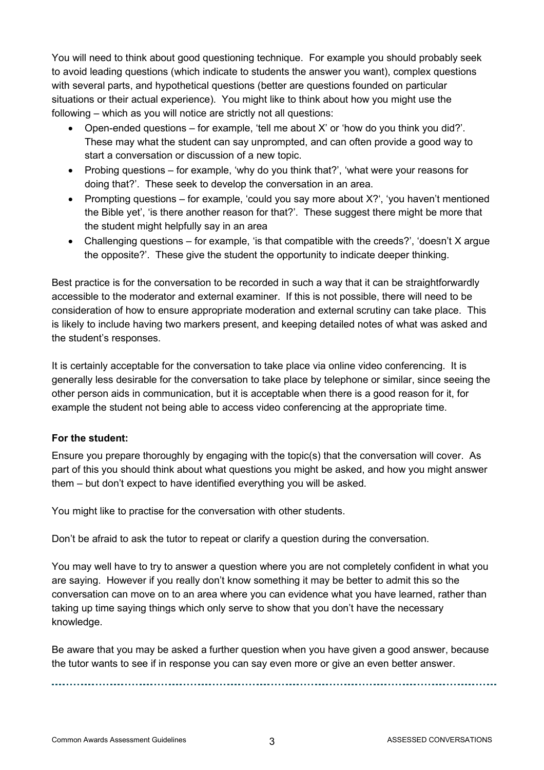You will need to think about good questioning technique. For example you should probably seek to avoid leading questions (which indicate to students the answer you want), complex questions with several parts, and hypothetical questions (better are questions founded on particular situations or their actual experience). You might like to think about how you might use the following – which as you will notice are strictly not all questions:

- Open-ended questions – for example, 'tell me about X' or 'how do you think you did?'. These may what the student can say unprompted, and can often provide a good way to start a conversation or discussion of a new topic.
- Probing questions – for example, 'why do you think that?', 'what were your reasons for doing that?'. These seek to develop the conversation in an area.
- Prompting questions – for example, 'could you say more about X?', 'you haven't mentioned the Bible yet', 'is there another reason for that?'. These suggest there might be more that the student might helpfully say in an area
- Challenging questions – for example, 'is that compatible with the creeds?', 'doesn't X argue the opposite?'. These give the student the opportunity to indicate deeper thinking.

Best practice is for the conversation to be recorded in such a way that it can be straightforwardly accessible to the moderator and external examiner. If this is not possible, there will need to be consideration of how to ensure appropriate moderation and external scrutiny can take place. This is likely to include having two markers present, and keeping detailed notes of what was asked and the student's responses.

It is certainly acceptable for the conversation to take place via online video conferencing. It is generally less desirable for the conversation to take place by telephone or similar, since seeing the other person aids in communication, but it is acceptable when there is a good reason for it, for example the student not being able to access video conferencing at the appropriate time.

**For the student:**

Ensure you prepare thoroughly by engaging with the topic(s) that the conversation will cover. As part of this you should think about what questions you might be asked, and how you might answer them – but don't expect to have identified everything you will be asked.

You might like to practise for the conversation with other students.

Don't be afraid to ask the tutor to repeat or clarify a question during the conversation.

You may well have to try to answer a question where you are not completely confident in what you are saying. However if you really don't know something it may be better to admit this so the conversation can move on to an area where you can evidence what you have learned, rather than taking up time saying things which only serve to show that you don't have the necessary knowledge.

Be aware that you may be asked a further question when you have given a good answer, because the tutor wants to see if in response you can say even more or give an even better answer.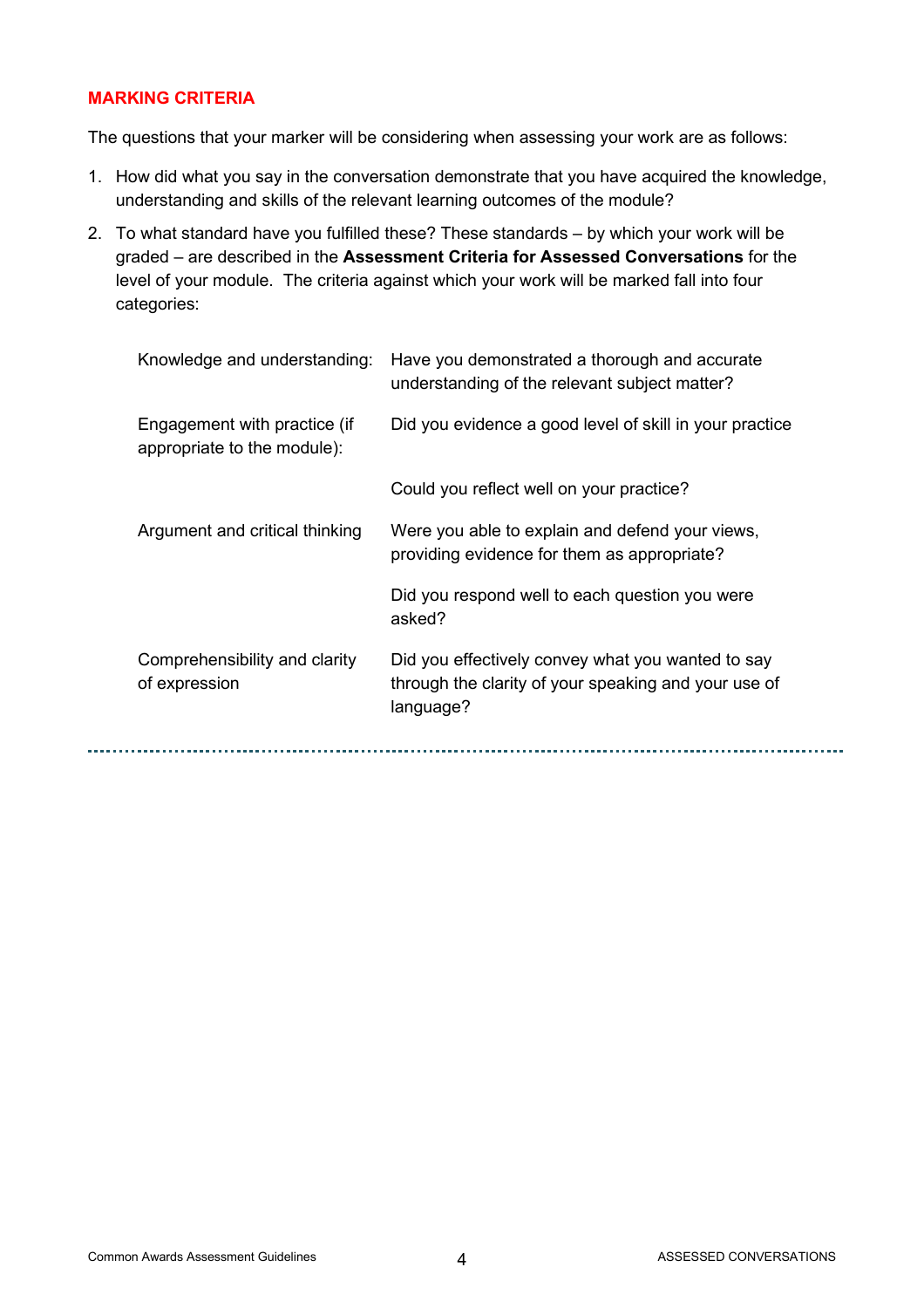## MARKING CRITERIA

The questions that your marker will be considering when assessing your work are as follows:

1. How did what you say in the conversation demonstrate that you have acquired the knowledge, understanding and skills of the relevant learning outcomes of the module?
2. To what standard have you fulfilled these? These standards – by which your work will be graded – are described in the **Assessment Criteria for Assessed Conversations** for the level of your module. The criteria against which your work will be marked fall into four categories:

| | |
|---|---|
| Knowledge and understanding: | Have you demonstrated a thorough and accurate understanding of the relevant subject matter? |
| Engagement with practice (if appropriate to the module): | Did you evidence a good level of skill in your practice |
| | Could you reflect well on your practice? |
| Argument and critical thinking | Were you able to explain and defend your views, providing evidence for them as appropriate? |
| | Did you respond well to each question you were asked? |
| Comprehensibility and clarity of expression | Did you effectively convey what you wanted to say through the clarity of your speaking and your use of language? |